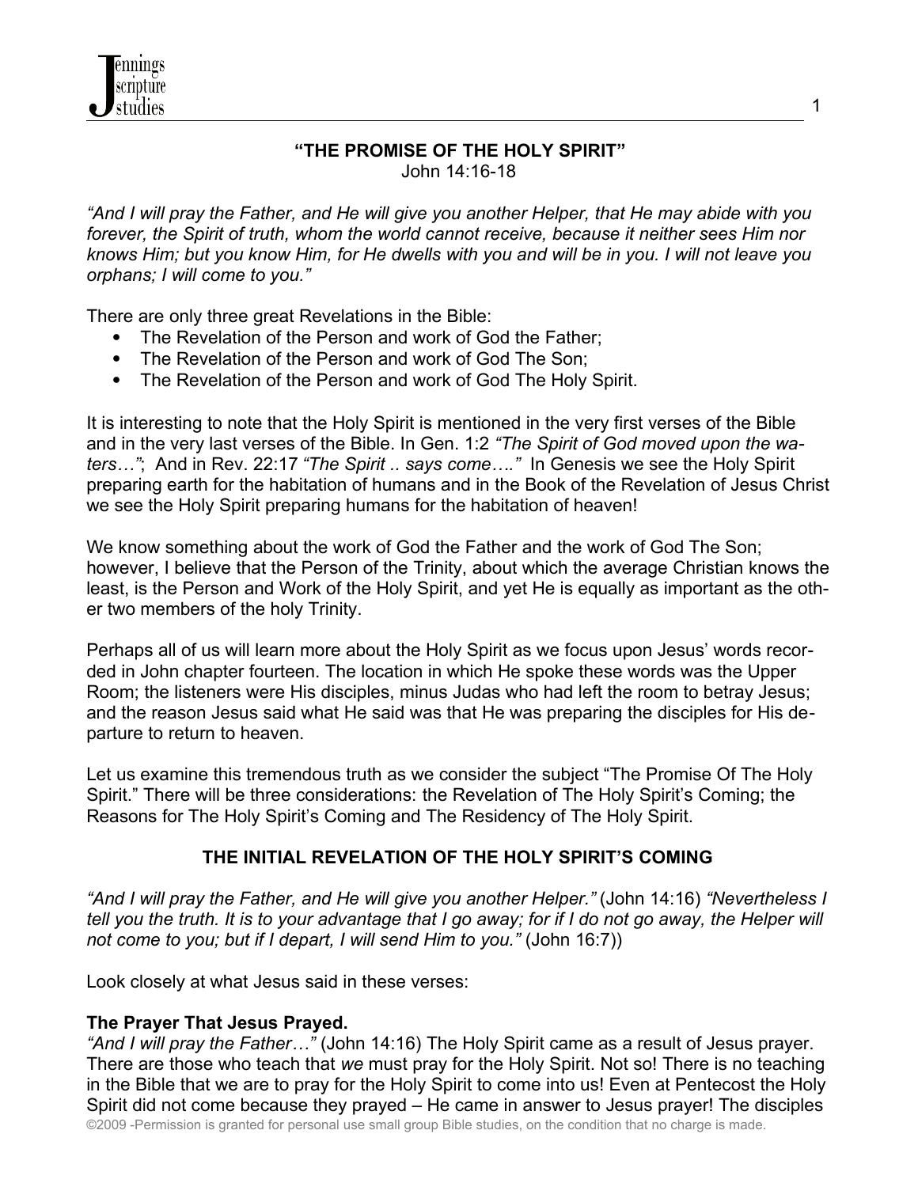# "THE PROMISE OF THE HOLY SPIRIT"

John 14:16-18

*"And I will pray the Father, and He will give you another Helper, that He may abide with you forever, the Spirit of truth, whom the world cannot receive, because it neither sees Him nor knows Him; but you know Him, for He dwells with you and will be in you. I will not leave you orphans; I will come to you."*

There are only three great Revelations in the Bible:

- The Revelation of the Person and work of God the Father;
- The Revelation of the Person and work of God The Son;
- The Revelation of the Person and work of God The Holy Spirit.

It is interesting to note that the Holy Spirit is mentioned in the very first verses of the Bible and in the very last verses of the Bible. In Gen. 1:2 *"The Spirit of God moved upon the waters…"*; And in Rev. 22:17 *"The Spirit .. says come…."* In Genesis we see the Holy Spirit preparing earth for the habitation of humans and in the Book of the Revelation of Jesus Christ we see the Holy Spirit preparing humans for the habitation of heaven!

We know something about the work of God the Father and the work of God The Son; however, I believe that the Person of the Trinity, about which the average Christian knows the least, is the Person and Work of the Holy Spirit, and yet He is equally as important as the other two members of the holy Trinity.

Perhaps all of us will learn more about the Holy Spirit as we focus upon Jesus' words recorded in John chapter fourteen. The location in which He spoke these words was the Upper Room; the listeners were His disciples, minus Judas who had left the room to betray Jesus; and the reason Jesus said what He said was that He was preparing the disciples for His departure to return to heaven.

Let us examine this tremendous truth as we consider the subject "The Promise Of The Holy Spirit." There will be three considerations: the Revelation of The Holy Spirit's Coming; the Reasons for The Holy Spirit's Coming and The Residency of The Holy Spirit.

## THE INITIAL REVELATION OF THE HOLY SPIRIT'S COMING

*"And I will pray the Father, and He will give you another Helper."* (John 14:16) *"Nevertheless I tell you the truth. It is to your advantage that I go away; for if I do not go away, the Helper will not come to you; but if I depart, I will send Him to you."* (John 16:7))

Look closely at what Jesus said in these verses:

**The Prayer That Jesus Prayed.**

*"And I will pray the Father…"* (John 14:16) The Holy Spirit came as a result of Jesus prayer. There are those who teach that *we* must pray for the Holy Spirit. Not so! There is no teaching in the Bible that we are to pray for the Holy Spirit to come into us! Even at Pentecost the Holy Spirit did not come because they prayed – He came in answer to Jesus prayer! The disciples

©2009 -Permission is granted for personal use small group Bible studies, on the condition that no charge is made.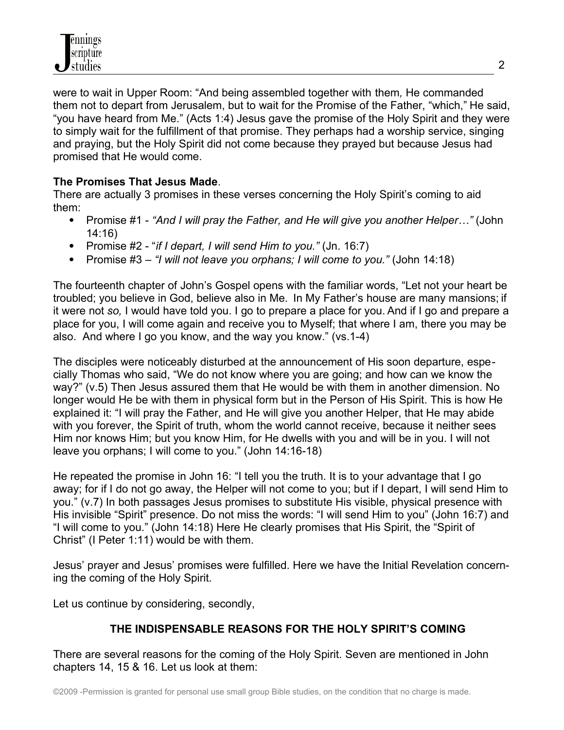were to wait in Upper Room: "And being assembled together with them*,* He commanded them not to depart from Jerusalem, but to wait for the Promise of the Father, "which," He said, "you have heard from Me." (Acts 1:4) Jesus gave the promise of the Holy Spirit and they were to simply wait for the fulfillment of that promise. They perhaps had a worship service, singing and praying, but the Holy Spirit did not come because they prayed but because Jesus had promised that He would come.

**The Promises That Jesus Made**.

There are actually 3 promises in these verses concerning the Holy Spirit's coming to aid them:

- Promise #1 - *"And I will pray the Father, and He will give you another Helper…"* (John 14:16)
- Promise #2 - "*if I depart, I will send Him to you."* (Jn. 16:7)
- Promise #3 – *"I will not leave you orphans; I will come to you."* (John 14:18)

The fourteenth chapter of John's Gospel opens with the familiar words, "Let not your heart be troubled; you believe in God, believe also in Me. In My Father's house are many mansions; if it were not *so,* I would have told you. I go to prepare a place for you. And if I go and prepare a place for you, I will come again and receive you to Myself; that where I am, there you may be also. And where I go you know, and the way you know." (vs.1-4)

The disciples were noticeably disturbed at the announcement of His soon departure, especially Thomas who said, "We do not know where you are going; and how can we know the way?" (v.5) Then Jesus assured them that He would be with them in another dimension. No longer would He be with them in physical form but in the Person of His Spirit. This is how He explained it: "I will pray the Father, and He will give you another Helper, that He may abide with you forever, the Spirit of truth, whom the world cannot receive, because it neither sees Him nor knows Him; but you know Him, for He dwells with you and will be in you. I will not leave you orphans; I will come to you." (John 14:16-18)

He repeated the promise in John 16: "I tell you the truth. It is to your advantage that I go away; for if I do not go away, the Helper will not come to you; but if I depart, I will send Him to you." (v.7) In both passages Jesus promises to substitute His visible, physical presence with His invisible "Spirit" presence. Do not miss the words: "I will send Him to you" (John 16:7) and "I will come to you." (John 14:18) Here He clearly promises that His Spirit, the "Spirit of Christ" (I Peter 1:11) would be with them.

Jesus' prayer and Jesus' promises were fulfilled. Here we have the Initial Revelation concerning the coming of the Holy Spirit.

Let us continue by considering, secondly,

## THE INDISPENSABLE REASONS FOR THE HOLY SPIRIT'S COMING

There are several reasons for the coming of the Holy Spirit. Seven are mentioned in John chapters 14, 15 & 16. Let us look at them: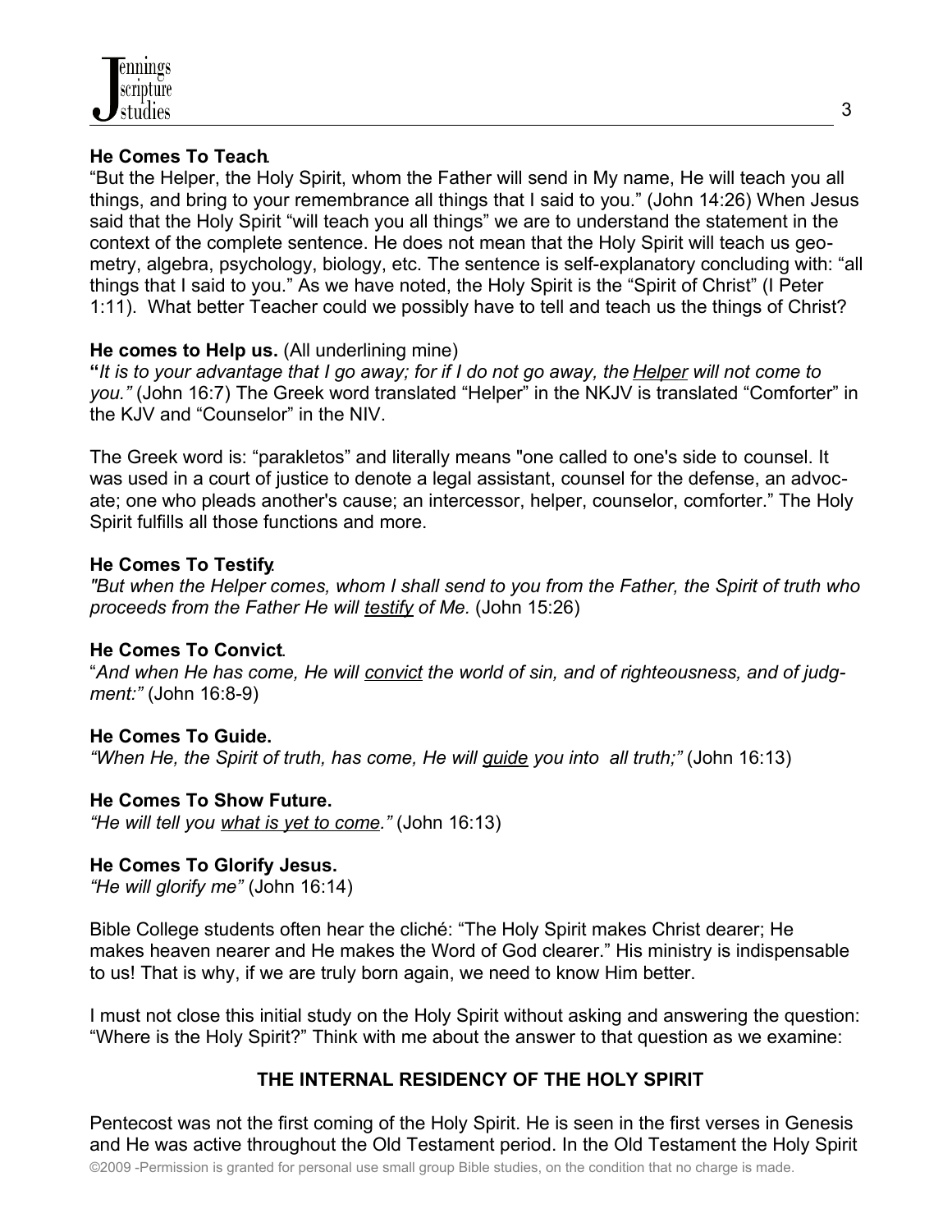**He Comes To Teach**.

"But the Helper, the Holy Spirit, whom the Father will send in My name, He will teach you all things, and bring to your remembrance all things that I said to you." (John 14:26) When Jesus said that the Holy Spirit "will teach you all things" we are to understand the statement in the context of the complete sentence. He does not mean that the Holy Spirit will teach us geometry, algebra, psychology, biology, etc. The sentence is self-explanatory concluding with: "all things that I said to you." As we have noted, the Holy Spirit is the "Spirit of Christ" (I Peter 1:11). What better Teacher could we possibly have to tell and teach us the things of Christ?

**He comes to Help us.** (All underlining mine)

*"It is to your advantage that I go away; for if I do not go away, the Helper will not come to you."* (John 16:7) The Greek word translated "Helper" in the NKJV is translated "Comforter" in the KJV and "Counselor" in the NIV.

The Greek word is: "parakletos" and literally means "one called to one's side to counsel. It was used in a court of justice to denote a legal assistant, counsel for the defense, an advocate; one who pleads another's cause; an intercessor, helper, counselor, comforter." The Holy Spirit fulfills all those functions and more.

**He Comes To Testify**.

*"But when the Helper comes, whom I shall send to you from the Father, the Spirit of truth who proceeds from the Father He will testify of Me.* (John 15:26)

**He Comes To Convict**.

"*And when He has come, He will convict the world of sin, and of righteousness, and of judgment:"* (John 16:8-9)

**He Comes To Guide.**

*"When He, the Spirit of truth, has come, He will guide you into all truth;"* (John 16:13)

**He Comes To Show Future.**

*"He will tell you what is yet to come."* (John 16:13)

**He Comes To Glorify Jesus.**

*"He will glorify me"* (John 16:14)

Bible College students often hear the cliché: "The Holy Spirit makes Christ dearer; He makes heaven nearer and He makes the Word of God clearer." His ministry is indispensable to us! That is why, if we are truly born again, we need to know Him better.

I must not close this initial study on the Holy Spirit without asking and answering the question: "Where is the Holy Spirit?" Think with me about the answer to that question as we examine:

## THE INTERNAL RESIDENCY OF THE HOLY SPIRIT

Pentecost was not the first coming of the Holy Spirit. He is seen in the first verses in Genesis and He was active throughout the Old Testament period. In the Old Testament the Holy Spirit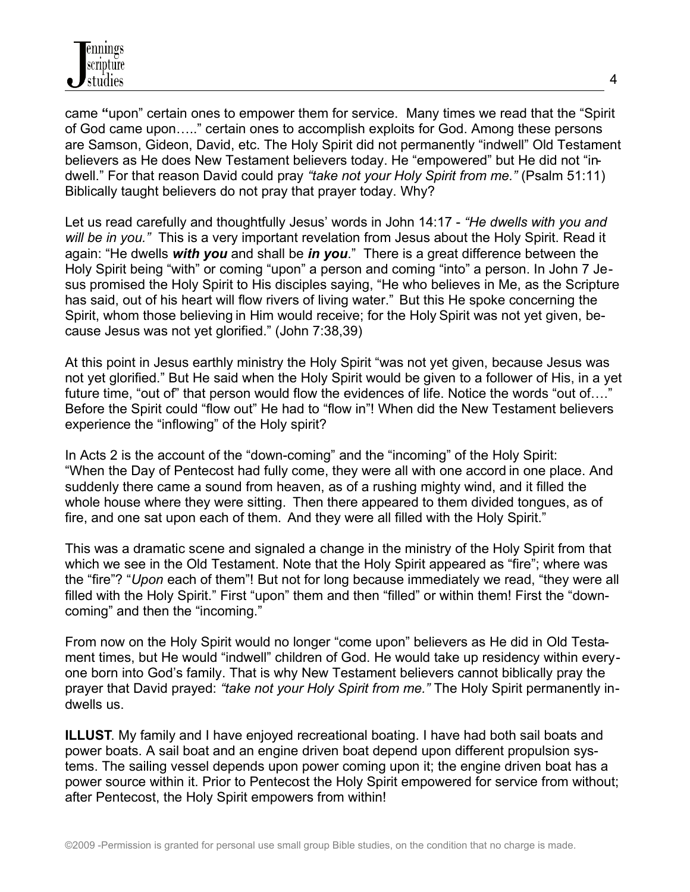came "upon" certain ones to empower them for service. Many times we read that the "Spirit of God came upon….." certain ones to accomplish exploits for God. Among these persons are Samson, Gideon, David, etc. The Holy Spirit did not permanently "indwell" Old Testament believers as He does New Testament believers today. He "empowered" but He did not "indwell." For that reason David could pray *"take not your Holy Spirit from me."* (Psalm 51:11) Biblically taught believers do not pray that prayer today. Why?

Let us read carefully and thoughtfully Jesus' words in John 14:17 - *"He dwells with you and will be in you."* This is a very important revelation from Jesus about the Holy Spirit. Read it again: "He dwells ***with you*** and shall be ***in you***." There is a great difference between the Holy Spirit being "with" or coming "upon" a person and coming "into" a person. In John 7 Jesus promised the Holy Spirit to His disciples saying, "He who believes in Me, as the Scripture has said, out of his heart will flow rivers of living water." But this He spoke concerning the Spirit, whom those believing in Him would receive; for the Holy Spirit was not yet given, because Jesus was not yet glorified." (John 7:38,39)

At this point in Jesus earthly ministry the Holy Spirit "was not yet given, because Jesus was not yet glorified." But He said when the Holy Spirit would be given to a follower of His, in a yet future time, "out of" that person would flow the evidences of life. Notice the words "out of…." Before the Spirit could "flow out" He had to "flow in"! When did the New Testament believers experience the "inflowing" of the Holy spirit?

In Acts 2 is the account of the "down-coming" and the "incoming" of the Holy Spirit: "When the Day of Pentecost had fully come, they were all with one accord in one place. And suddenly there came a sound from heaven, as of a rushing mighty wind, and it filled the whole house where they were sitting. Then there appeared to them divided tongues, as of fire, and one sat upon each of them. And they were all filled with the Holy Spirit."

This was a dramatic scene and signaled a change in the ministry of the Holy Spirit from that which we see in the Old Testament. Note that the Holy Spirit appeared as "fire"; where was the "fire"? "*Upon* each of them"! But not for long because immediately we read, "they were all filled with the Holy Spirit." First "upon" them and then "filled" or within them! First the "down-coming" and then the "incoming."

From now on the Holy Spirit would no longer "come upon" believers as He did in Old Testament times, but He would "indwell" children of God. He would take up residency within everyone born into God's family. That is why New Testament believers cannot biblically pray the prayer that David prayed: *"take not your Holy Spirit from me."* The Holy Spirit permanently indwells us.

**ILLUST**. My family and I have enjoyed recreational boating. I have had both sail boats and power boats. A sail boat and an engine driven boat depend upon different propulsion systems. The sailing vessel depends upon power coming upon it; the engine driven boat has a power source within it. Prior to Pentecost the Holy Spirit empowered for service from without; after Pentecost, the Holy Spirit empowers from within!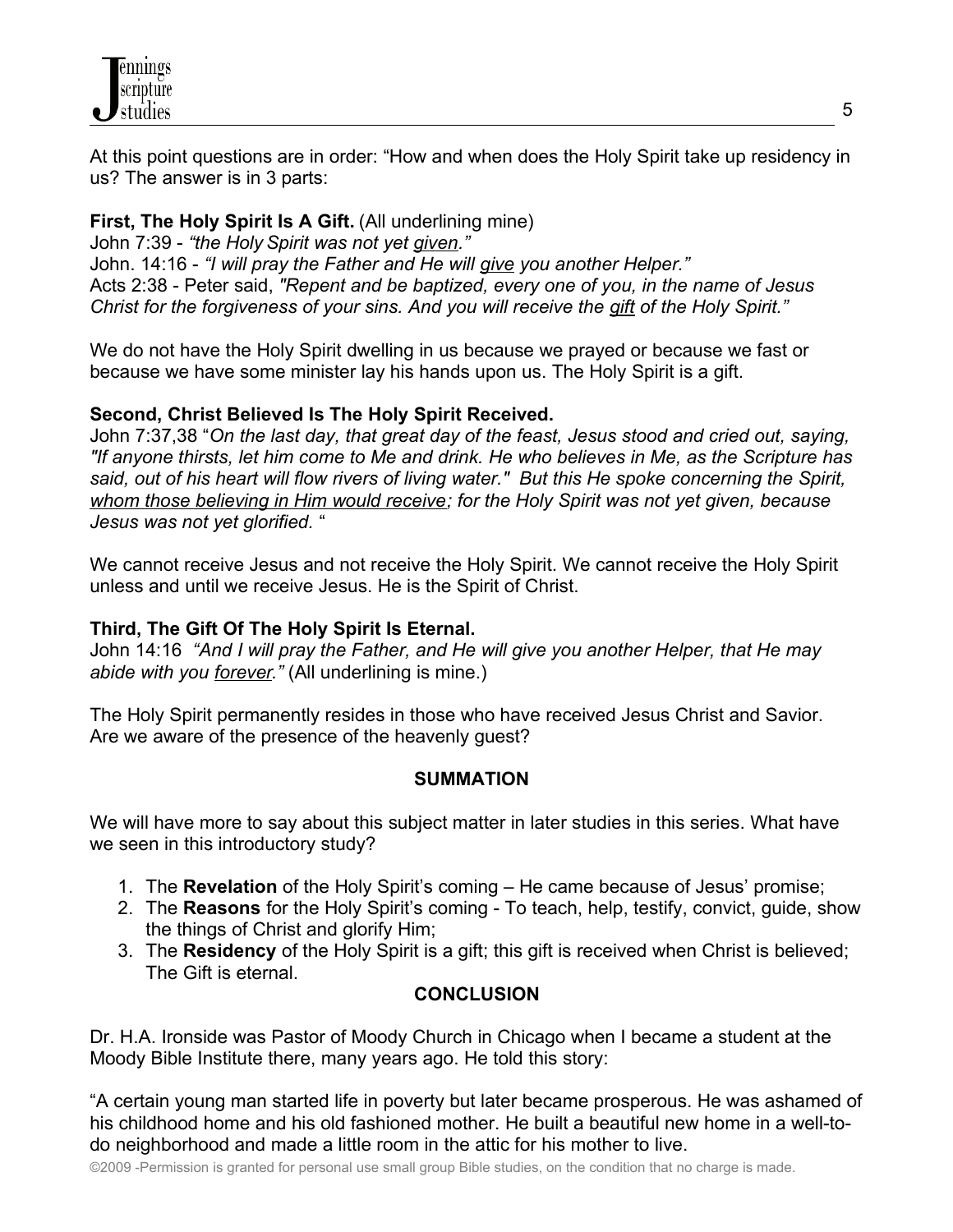At this point questions are in order: "How and when does the Holy Spirit take up residency in us? The answer is in 3 parts:

**First, The Holy Spirit Is A Gift.** (All underlining mine)
John 7:39 - *"the Holy Spirit was not yet given."*
John. 14:16 - *"I will pray the Father and He will give you another Helper."*
Acts 2:38 - Peter said, *"Repent and be baptized, every one of you, in the name of Jesus Christ for the forgiveness of your sins. And you will receive the gift of the Holy Spirit."*

We do not have the Holy Spirit dwelling in us because we prayed or because we fast or because we have some minister lay his hands upon us. The Holy Spirit is a gift.

**Second, Christ Believed Is The Holy Spirit Received.**
John 7:37,38 "*On the last day, that great day of the feast, Jesus stood and cried out, saying, "If anyone thirsts, let him come to Me and drink. He who believes in Me, as the Scripture has said, out of his heart will flow rivers of living water." But this He spoke concerning the Spirit, whom those believing in Him would receive; for the Holy Spirit was not yet given, because Jesus was not yet glorified.* "

We cannot receive Jesus and not receive the Holy Spirit. We cannot receive the Holy Spirit unless and until we receive Jesus. He is the Spirit of Christ.

**Third, The Gift Of The Holy Spirit Is Eternal.**
John 14:16 *"And I will pray the Father, and He will give you another Helper, that He may abide with you forever."* (All underlining is mine.)

The Holy Spirit permanently resides in those who have received Jesus Christ and Savior. Are we aware of the presence of the heavenly guest?

## SUMMATION

We will have more to say about this subject matter in later studies in this series. What have we seen in this introductory study?

1. The **Revelation** of the Holy Spirit's coming – He came because of Jesus' promise;
2. The **Reasons** for the Holy Spirit's coming - To teach, help, testify, convict, guide, show the things of Christ and glorify Him;
3. The **Residency** of the Holy Spirit is a gift; this gift is received when Christ is believed; The Gift is eternal.

## CONCLUSION

Dr. H.A. Ironside was Pastor of Moody Church in Chicago when I became a student at the Moody Bible Institute there, many years ago. He told this story:

"A certain young man started life in poverty but later became prosperous. He was ashamed of his childhood home and his old fashioned mother. He built a beautiful new home in a well-to-do neighborhood and made a little room in the attic for his mother to live.

©2009 -Permission is granted for personal use small group Bible studies, on the condition that no charge is made.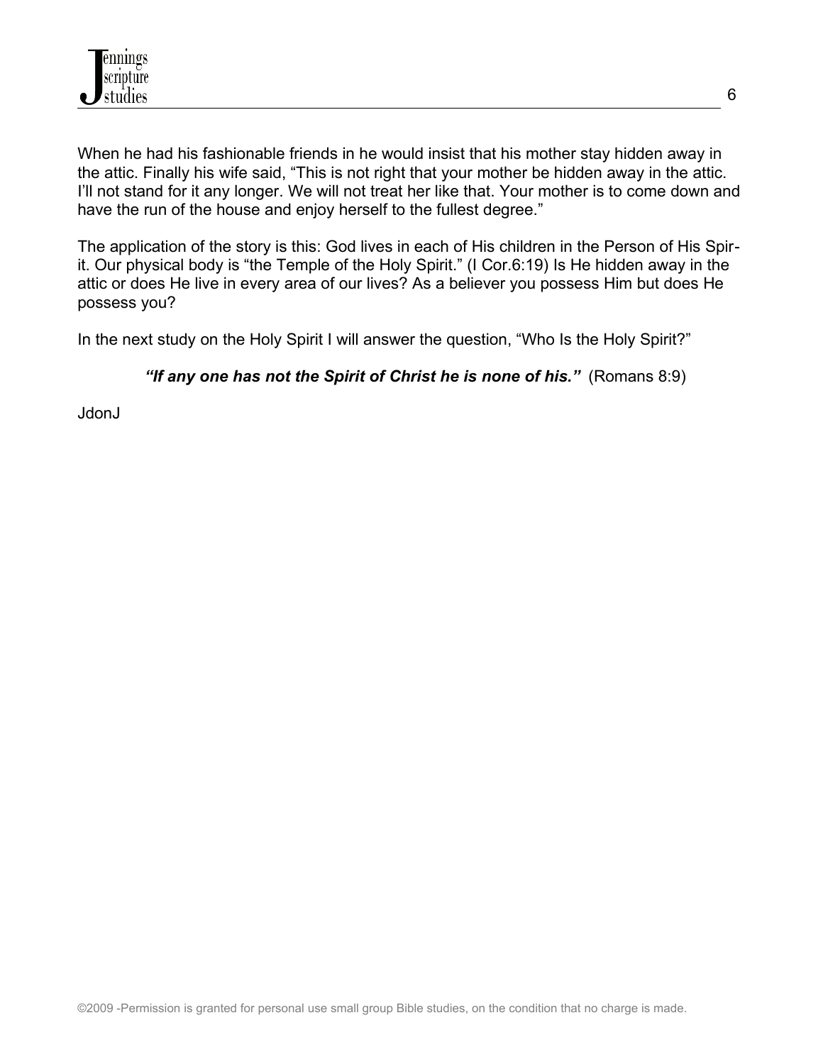When he had his fashionable friends in he would insist that his mother stay hidden away in the attic. Finally his wife said, "This is not right that your mother be hidden away in the attic. I'll not stand for it any longer. We will not treat her like that. Your mother is to come down and have the run of the house and enjoy herself to the fullest degree."

The application of the story is this: God lives in each of His children in the Person of His Spirit. Our physical body is "the Temple of the Holy Spirit." (I Cor.6:19) Is He hidden away in the attic or does He live in every area of our lives? As a believer you possess Him but does He possess you?

In the next study on the Holy Spirit I will answer the question, "Who Is the Holy Spirit?"

***"If any one has not the Spirit of Christ he is none of his."*** (Romans 8:9)

JdonJ

©2009 -Permission is granted for personal use small group Bible studies, on the condition that no charge is made.